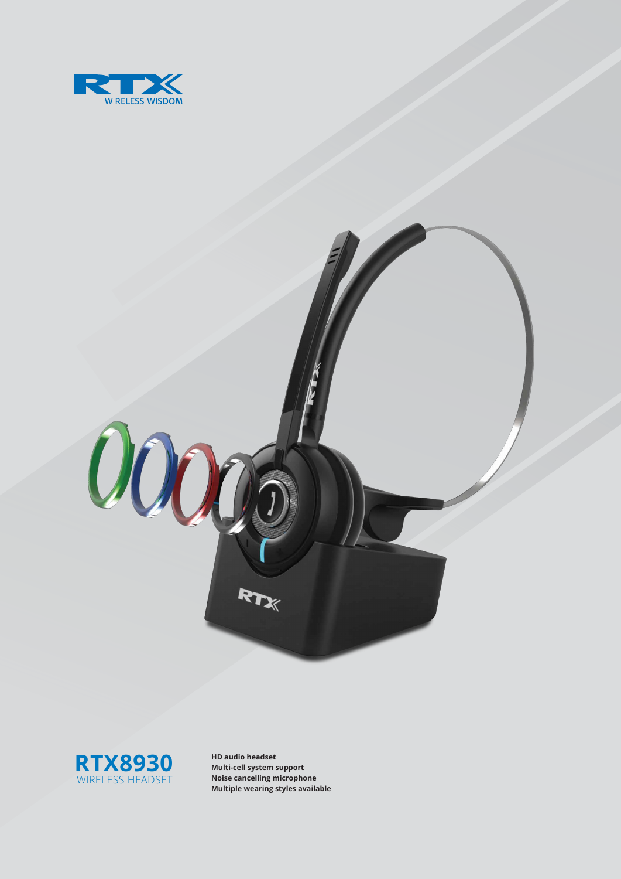RTX WIRELESS WISDOM

# RTX8930

WIRELESS HEADSET

**HD audio headset**
**Multi-cell system support**
**Noise cancelling microphone**
**Multiple wearing styles available**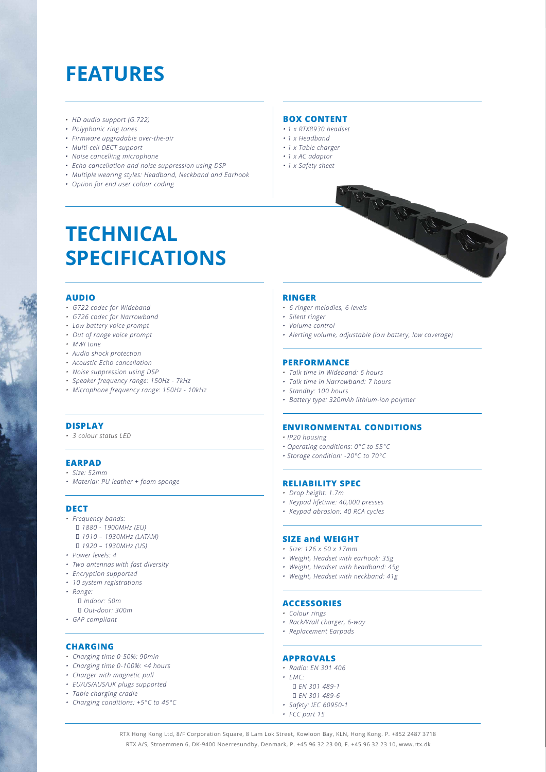# FEATURES

- *HD audio support (G.722)*
- *Polyphonic ring tones*
- *Firmware upgradable over-the-air*
- *Multi-cell DECT support*
- *Noise cancelling microphone*
- *Echo cancellation and noise suppression using DSP*
- *Multiple wearing styles: Headband, Neckband and Earhook*
- *Option for end user colour coding*

### BOX CONTENT

- *1 x RTX8930 headset*
- *1 x Headband*
- *1 x Table charger*
- *1 x AC adaptor*
- *1 x Safety sheet*

# TECHNICAL SPECIFICATIONS

### AUDIO

- *G722 codec for Wideband*
- *G726 codec for Narrowband*
- *Low battery voice prompt*
- *Out of range voice prompt*
- *MWI tone*
- *Audio shock protection*
- *Acoustic Echo cancellation*
- *Noise suppression using DSP*
- *Speaker frequency range: 150Hz - 7kHz*
- *Microphone frequency range: 150Hz - 10kHz*

### DISPLAY

- *3 colour status LED*

### EARPAD

- *Size: 52mm*
- *Material: PU leather + foam sponge*

### DECT

- *Frequency bands:*
  - *1880 - 1900MHz (EU)*
  - *1910 – 1930MHz (LATAM)*
  - *1920 – 1930MHz (US)*
- *Power levels: 4*
- *Two antennas with fast diversity*
- *Encryption supported*
- *10 system registrations*
- *Range:*
  - *Indoor: 50m*
  - *Out-door: 300m*
- *GAP compliant*

### CHARGING

- *Charging time 0-50%: 90min*
- *Charging time 0-100%: <4 hours*
- *Charger with magnetic pull*
- *EU/US/AUS/UK plugs supported*
- *Table charging cradle*
- *Charging conditions: +5°C to 45°C*

### RINGER

- *6 ringer melodies, 6 levels*
- *Silent ringer*
- *Volume control*
- *Alerting volume, adjustable (low battery, low coverage)*

### PERFORMANCE

- *Talk time in Wideband: 6 hours*
- *Talk time in Narrowband: 7 hours*
- *Standby: 100 hours*
- *Battery type: 320mAh lithium-ion polymer*

### ENVIRONMENTAL CONDITIONS

- *IP20 housing*
- *Operating conditions: 0°C to 55°C*
- *Storage condition: -20°C to 70°C*

### RELIABILITY SPEC

- *Drop height: 1.7m*
- *Keypad lifetime: 40,000 presses*
- *Keypad abrasion: 40 RCA cycles*

### SIZE and WEIGHT

- *Size: 126 x 50 x 17mm*
- *Weight, Headset with earhook: 35g*
- *Weight, Headset with headband: 45g*
- *Weight, Headset with neckband: 41g*

### ACCESSORIES

- *Colour rings*
- *Rack/Wall charger, 6-way*
- *Replacement Earpads*

### APPROVALS

- *Radio: EN 301 406*
- *EMC:*
  - *EN 301 489-1*
  - *EN 301 489-6*
- *Safety: IEC 60950-1*
- *FCC part 15*

RTX Hong Kong Ltd, 8/F Corporation Square, 8 Lam Lok Street, Kowloon Bay, KLN, Hong Kong. P. +852 2487 3718
RTX A/S, Stroemmen 6, DK-9400 Noerresundby, Denmark, P. +45 96 32 23 00, F. +45 96 32 23 10, www.rtx.dk